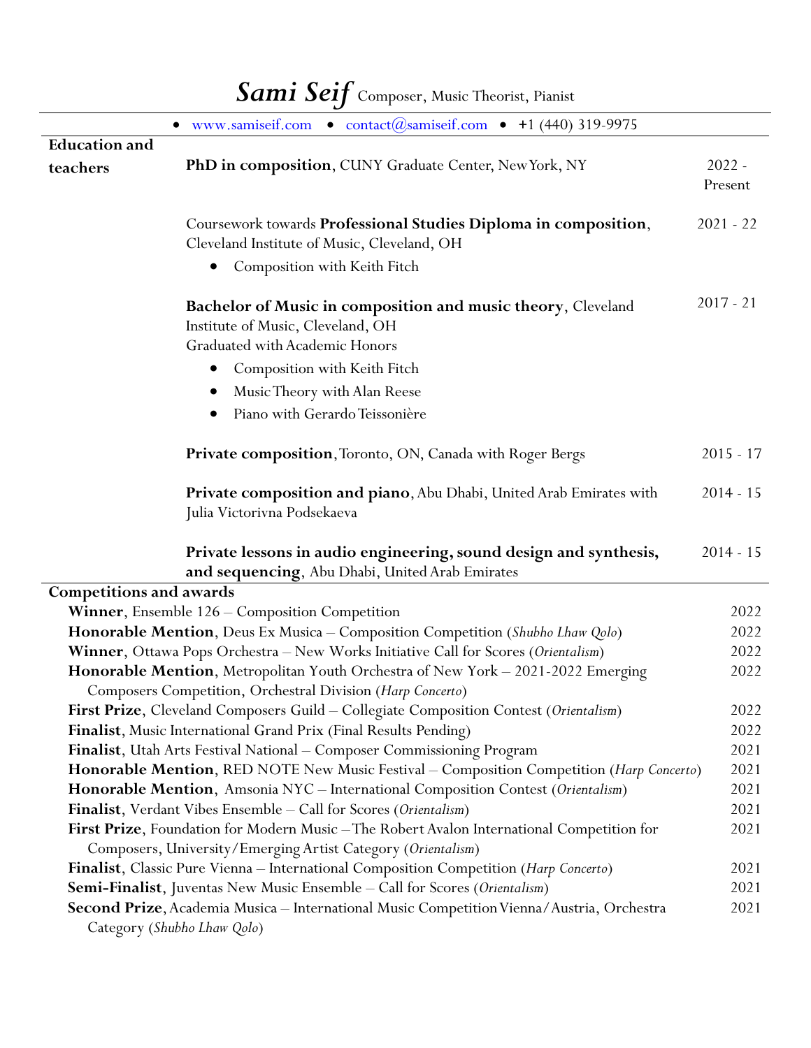# *Sami Seif* Composer, Music Theorist, Pianist

• www.samiseif.com • contact@samiseif.com • +1 (440) 319-9975

## Education and teachers

**PhD in composition**, CUNY Graduate Center, New York, NY — 2022 - Present

Coursework towards **Professional Studies Diploma in composition**, Cleveland Institute of Music, Cleveland, OH — 2021 - 22

- Composition with Keith Fitch

**Bachelor of Music in composition and music theory**, Cleveland Institute of Music, Cleveland, OH — 2017 - 21
Graduated with Academic Honors

- Composition with Keith Fitch
- Music Theory with Alan Reese
- Piano with Gerardo Teissonière

**Private composition**, Toronto, ON, Canada with Roger Bergs — 2015 - 17

**Private composition and piano**, Abu Dhabi, United Arab Emirates with Julia Victorivna Podsekaeva — 2014 - 15

**Private lessons in audio engineering, sound design and synthesis, and sequencing**, Abu Dhabi, United Arab Emirates — 2014 - 15

## Competitions and awards

**Winner**, Ensemble 126 – Composition Competition — 2022

**Honorable Mention**, Deus Ex Musica – Composition Competition (*Shubho Lhaw Qolo*) — 2022

**Winner**, Ottawa Pops Orchestra – New Works Initiative Call for Scores (*Orientalism*) — 2022

**Honorable Mention**, Metropolitan Youth Orchestra of New York – 2021-2022 Emerging Composers Competition, Orchestral Division (*Harp Concerto*) — 2022

**First Prize**, Cleveland Composers Guild – Collegiate Composition Contest (*Orientalism*) — 2022

**Finalist**, Music International Grand Prix (Final Results Pending) — 2022

**Finalist**, Utah Arts Festival National – Composer Commissioning Program — 2021

**Honorable Mention**, RED NOTE New Music Festival – Composition Competition (*Harp Concerto*) — 2021

**Honorable Mention**, Amsonia NYC – International Composition Contest (*Orientalism*) — 2021

**Finalist**, Verdant Vibes Ensemble – Call for Scores (*Orientalism*) — 2021

**First Prize**, Foundation for Modern Music – The Robert Avalon International Competition for Composers, University/Emerging Artist Category (*Orientalism*) — 2021

**Finalist**, Classic Pure Vienna – International Composition Competition (*Harp Concerto*) — 2021

**Semi-Finalist**, Juventas New Music Ensemble – Call for Scores (*Orientalism*) — 2021

**Second Prize**, Academia Musica – International Music Competition Vienna/Austria, Orchestra Category (*Shubho Lhaw Qolo*) — 2021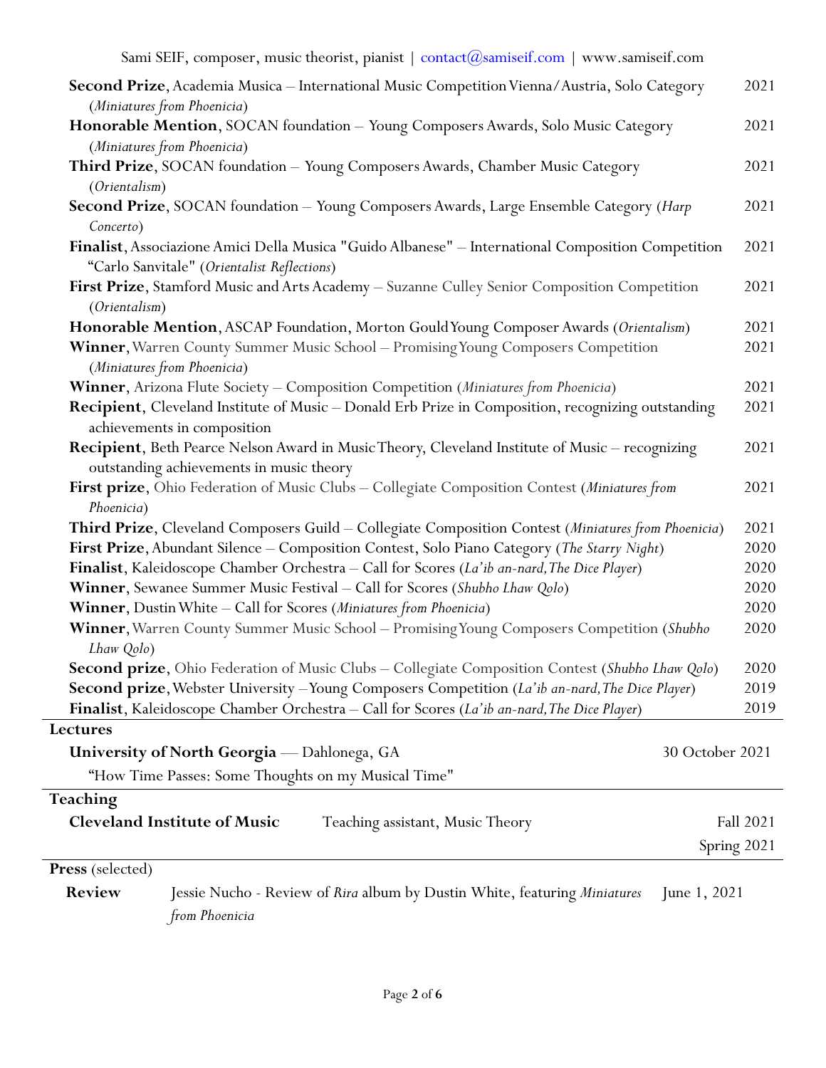- **Second Prize**, Academia Musica – International Music Competition Vienna/Austria, Solo Category (*Miniatures from Phoenicia*) — 2021
- **Honorable Mention**, SOCAN foundation – Young Composers Awards, Solo Music Category (*Miniatures from Phoenicia*) — 2021
- **Third Prize**, SOCAN foundation – Young Composers Awards, Chamber Music Category (*Orientalism*) — 2021
- **Second Prize**, SOCAN foundation – Young Composers Awards, Large Ensemble Category (*Harp Concerto*) — 2021
- **Finalist**, Associazione Amici Della Musica "Guido Albanese" – International Composition Competition "Carlo Sanvitale" (*Orientalist Reflections*) — 2021
- **First Prize**, Stamford Music and Arts Academy – Suzanne Culley Senior Composition Competition (*Orientalism*) — 2021
- **Honorable Mention**, ASCAP Foundation, Morton Gould Young Composer Awards (*Orientalism*) — 2021
- **Winner**, Warren County Summer Music School – Promising Young Composers Competition (*Miniatures from Phoenicia*) — 2021
- **Winner**, Arizona Flute Society – Composition Competition (*Miniatures from Phoenicia*) — 2021
- **Recipient**, Cleveland Institute of Music – Donald Erb Prize in Composition, recognizing outstanding achievements in composition — 2021
- **Recipient**, Beth Pearce Nelson Award in Music Theory, Cleveland Institute of Music – recognizing outstanding achievements in music theory — 2021
- **First prize**, Ohio Federation of Music Clubs – Collegiate Composition Contest (*Miniatures from Phoenicia*) — 2021
- **Third Prize**, Cleveland Composers Guild – Collegiate Composition Contest (*Miniatures from Phoenicia*) — 2021
- **First Prize**, Abundant Silence – Composition Contest, Solo Piano Category (*The Starry Night*) — 2020
- **Finalist**, Kaleidoscope Chamber Orchestra – Call for Scores (*La'ib an-nard, The Dice Player*) — 2020
- **Winner**, Sewanee Summer Music Festival – Call for Scores (*Shubho Lhaw Qolo*) — 2020
- **Winner**, Dustin White – Call for Scores (*Miniatures from Phoenicia*) — 2020
- **Winner**, Warren County Summer Music School – Promising Young Composers Competition (*Shubho Lhaw Qolo*) — 2020
- **Second prize**, Ohio Federation of Music Clubs – Collegiate Composition Contest (*Shubho Lhaw Qolo*) — 2020
- **Second prize**, Webster University – Young Composers Competition (*La'ib an-nard, The Dice Player*) — 2019
- **Finalist**, Kaleidoscope Chamber Orchestra – Call for Scores (*La'ib an-nard, The Dice Player*) — 2019

## Lectures

**University of North Georgia** — Dahlonega, GA — 30 October 2021

"How Time Passes: Some Thoughts on my Musical Time"

## Teaching

**Cleveland Institute of Music** — Teaching assistant, Music Theory — Fall 2021, Spring 2021

## Press (selected)

**Review** — Jessie Nucho - Review of *Rira* album by Dustin White, featuring *Miniatures from Phoenicia* — June 1, 2021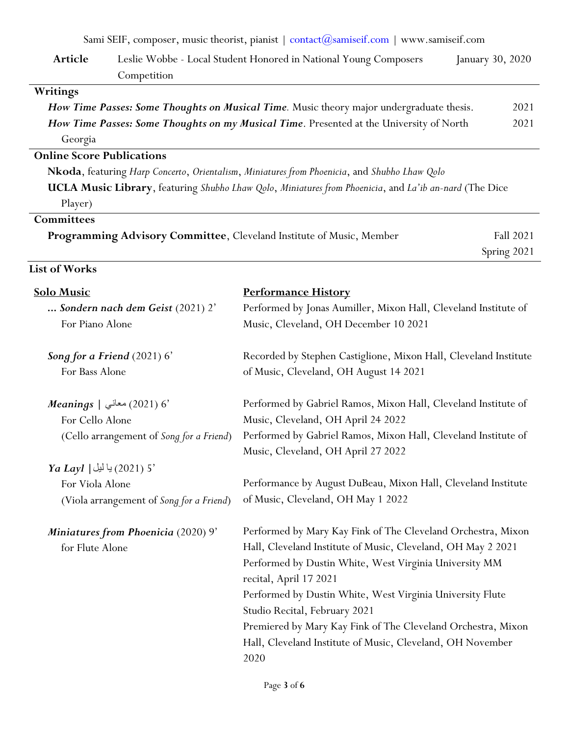| **Article** | Leslie Wobbe - Local Student Honored in National Young Composers Competition | January 30, 2020 |
|---|---|---|

## Writings

***How Time Passes: Some Thoughts on Musical Time***. Music theory major undergraduate thesis. 2021

***How Time Passes: Some Thoughts on my Musical Time***. Presented at the University of North Georgia 2021

## Online Score Publications

**Nkoda**, featuring *Harp Concerto*, *Orientalism*, *Miniatures from Phoenicia*, and *Shubho Lhaw Qolo*

**UCLA Music Library**, featuring *Shubho Lhaw Qolo*, *Miniatures from Phoenicia*, and *La'ib an-nard* (The Dice Player)

## Committees

**Programming Advisory Committee**, Cleveland Institute of Music, Member — Fall 2021, Spring 2021

## List of Works

| **Solo Music** | **Performance History** |
|---|---|
| ***… Sondern nach dem Geist*** (2021) 2'<br>For Piano Alone | Performed by Jonas Aumiller, Mixon Hall, Cleveland Institute of Music, Cleveland, OH December 10 2021 |
| ***Song for a Friend*** (2021) 6'<br>For Bass Alone | Recorded by Stephen Castiglione, Mixon Hall, Cleveland Institute of Music, Cleveland, OH August 14 2021 |
| ***Meanings*** **\|** معاني (2021) 6'<br>For Cello Alone<br>(Cello arrangement of *Song for a Friend*) | Performed by Gabriel Ramos, Mixon Hall, Cleveland Institute of Music, Cleveland, OH April 24 2022<br>Performed by Gabriel Ramos, Mixon Hall, Cleveland Institute of Music, Cleveland, OH April 27 2022 |
| ***Ya Layl*** **\|** يا ليل (2021) 5'<br>For Viola Alone<br>(Viola arrangement of *Song for a Friend*) | Performance by August DuBeau, Mixon Hall, Cleveland Institute of Music, Cleveland, OH May 1 2022 |
| ***Miniatures from Phoenicia*** (2020) 9'<br>for Flute Alone | Performed by Mary Kay Fink of The Cleveland Orchestra, Mixon Hall, Cleveland Institute of Music, Cleveland, OH May 2 2021<br>Performed by Dustin White, West Virginia University MM recital, April 17 2021<br>Performed by Dustin White, West Virginia University Flute Studio Recital, February 2021<br>Premiered by Mary Kay Fink of The Cleveland Orchestra, Mixon Hall, Cleveland Institute of Music, Cleveland, OH November 2020 |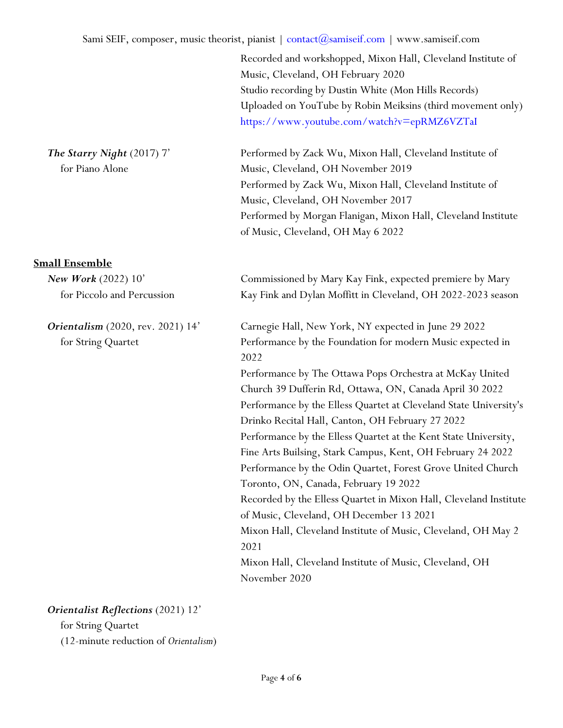Recorded and workshopped, Mixon Hall, Cleveland Institute of Music, Cleveland, OH February 2020
Studio recording by Dustin White (Mon Hills Records)
Uploaded on YouTube by Robin Meiksins (third movement only)
https://www.youtube.com/watch?v=epRMZ6VZTaI

***The Starry Night*** (2017) 7'
for Piano Alone

Performed by Zack Wu, Mixon Hall, Cleveland Institute of Music, Cleveland, OH November 2019
Performed by Zack Wu, Mixon Hall, Cleveland Institute of Music, Cleveland, OH November 2017
Performed by Morgan Flanigan, Mixon Hall, Cleveland Institute of Music, Cleveland, OH May 6 2022

## Small Ensemble

***New Work*** (2022) 10'
for Piccolo and Percussion

Commissioned by Mary Kay Fink, expected premiere by Mary Kay Fink and Dylan Moffitt in Cleveland, OH 2022-2023 season

***Orientalism*** (2020, rev. 2021) 14'
for String Quartet

Carnegie Hall, New York, NY expected in June 29 2022
Performance by the Foundation for modern Music expected in 2022
Performance by The Ottawa Pops Orchestra at McKay United Church 39 Dufferin Rd, Ottawa, ON, Canada April 30 2022
Performance by the Elless Quartet at Cleveland State University's Drinko Recital Hall, Canton, OH February 27 2022
Performance by the Elless Quartet at the Kent State University, Fine Arts Builsing, Stark Campus, Kent, OH February 24 2022
Performance by the Odin Quartet, Forest Grove United Church Toronto, ON, Canada, February 19 2022
Recorded by the Elless Quartet in Mixon Hall, Cleveland Institute of Music, Cleveland, OH December 13 2021
Mixon Hall, Cleveland Institute of Music, Cleveland, OH May 2 2021
Mixon Hall, Cleveland Institute of Music, Cleveland, OH November 2020

***Orientalist Reflections*** (2021) 12'
for String Quartet
(12-minute reduction of *Orientalism*)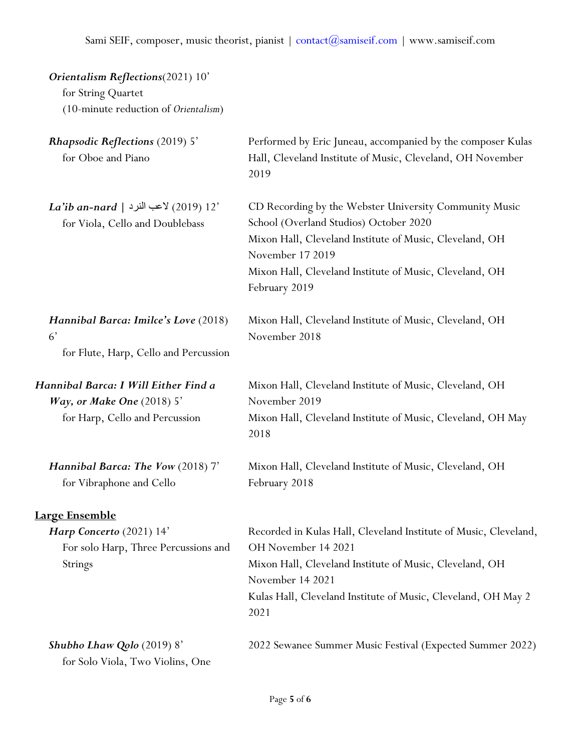***Orientalism Reflections***(2021) 10'
for String Quartet
(10-minute reduction of *Orientalism*)

***Rhapsodic Reflections*** (2019) 5'
for Oboe and Piano

Performed by Eric Juneau, accompanied by the composer Kulas Hall, Cleveland Institute of Music, Cleveland, OH November 2019

***La'ib an-nard* | لاعب النرد** (2019) 12'
for Viola, Cello and Doublebass

CD Recording by the Webster University Community Music School (Overland Studios) October 2020
Mixon Hall, Cleveland Institute of Music, Cleveland, OH November 17 2019
Mixon Hall, Cleveland Institute of Music, Cleveland, OH February 2019

***Hannibal Barca: Imilce's Love*** (2018) 6'
for Flute, Harp, Cello and Percussion

Mixon Hall, Cleveland Institute of Music, Cleveland, OH November 2018

***Hannibal Barca: I Will Either Find a Way, or Make One*** (2018) 5'
for Harp, Cello and Percussion

Mixon Hall, Cleveland Institute of Music, Cleveland, OH November 2019
Mixon Hall, Cleveland Institute of Music, Cleveland, OH May 2018

***Hannibal Barca: The Vow*** (2018) 7'
for Vibraphone and Cello

Mixon Hall, Cleveland Institute of Music, Cleveland, OH February 2018

**Large Ensemble**

***Harp Concerto*** (2021) 14'
For solo Harp, Three Percussions and Strings

Recorded in Kulas Hall, Cleveland Institute of Music, Cleveland, OH November 14 2021
Mixon Hall, Cleveland Institute of Music, Cleveland, OH November 14 2021
Kulas Hall, Cleveland Institute of Music, Cleveland, OH May 2 2021

***Shubho Lhaw Qolo*** (2019) 8'
for Solo Viola, Two Violins, One

2022 Sewanee Summer Music Festival (Expected Summer 2022)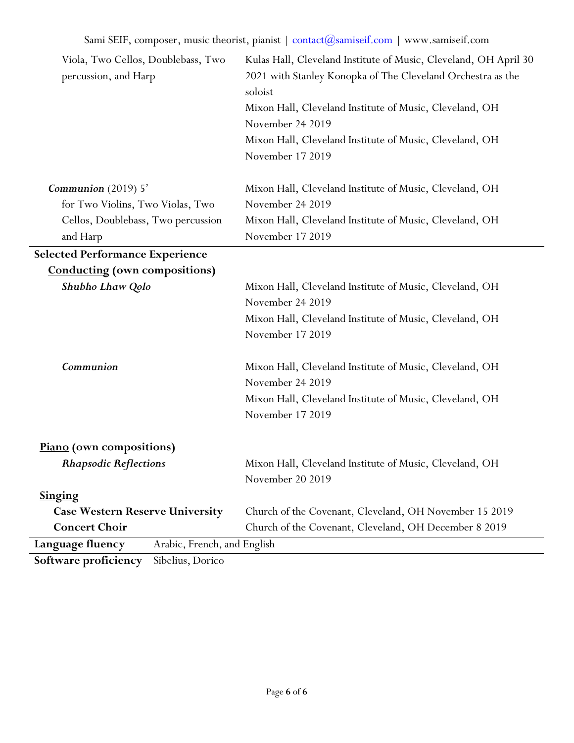| | |
|---|---|
| Viola, Two Cellos, Doublebass, Two percussion, and Harp | Kulas Hall, Cleveland Institute of Music, Cleveland, OH April 30 2021 with Stanley Konopka of The Cleveland Orchestra as the soloist<br>Mixon Hall, Cleveland Institute of Music, Cleveland, OH November 24 2019<br>Mixon Hall, Cleveland Institute of Music, Cleveland, OH November 17 2019 |
| ***Communion*** (2019) 5'<br>for Two Violins, Two Violas, Two Cellos, Doublebass, Two percussion and Harp | Mixon Hall, Cleveland Institute of Music, Cleveland, OH November 24 2019<br>Mixon Hall, Cleveland Institute of Music, Cleveland, OH November 17 2019 |

**Selected Performance Experience**

**Conducting (own compositions)**

| | |
|---|---|
| ***Shubho Lhaw Qolo*** | Mixon Hall, Cleveland Institute of Music, Cleveland, OH November 24 2019<br>Mixon Hall, Cleveland Institute of Music, Cleveland, OH November 17 2019 |
| ***Communion*** | Mixon Hall, Cleveland Institute of Music, Cleveland, OH November 24 2019<br>Mixon Hall, Cleveland Institute of Music, Cleveland, OH November 17 2019 |

**Piano (own compositions)**

| | |
|---|---|
| ***Rhapsodic Reflections*** | Mixon Hall, Cleveland Institute of Music, Cleveland, OH November 20 2019 |

**Singing**

| | |
|---|---|
| **Case Western Reserve University Concert Choir** | Church of the Covenant, Cleveland, OH November 15 2019<br>Church of the Covenant, Cleveland, OH December 8 2019 |

**Language fluency** Arabic, French, and English

**Software proficiency** Sibelius, Dorico